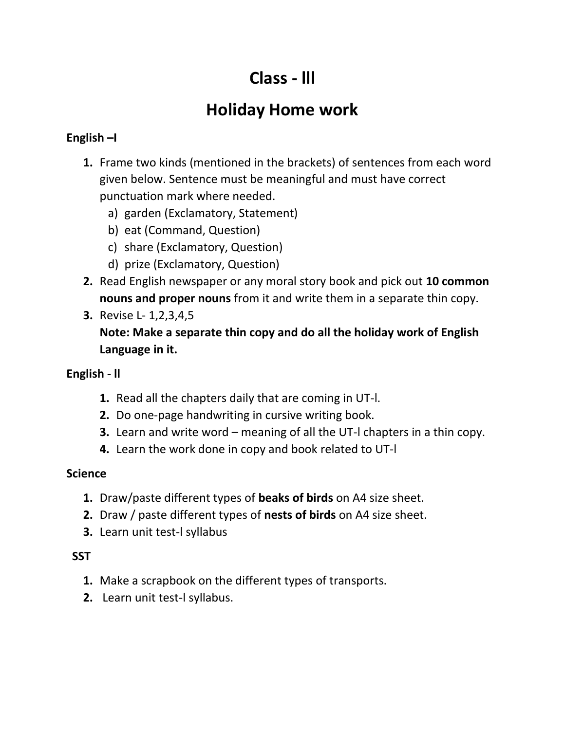# Class - lll

# Holiday Home work

**English –I**

1. Frame two kinds (mentioned in the brackets) of sentences from each word given below. Sentence must be meaningful and must have correct punctuation mark where needed.
   a) garden (Exclamatory, Statement)
   b) eat (Command, Question)
   c) share (Exclamatory, Question)
   d) prize (Exclamatory, Question)
2. Read English newspaper or any moral story book and pick out **10 common nouns and proper nouns** from it and write them in a separate thin copy.
3. Revise L- 1,2,3,4,5
   **Note: Make a separate thin copy and do all the holiday work of English Language in it.**

**English - ll**

1. Read all the chapters daily that are coming in UT-l.
2. Do one-page handwriting in cursive writing book.
3. Learn and write word – meaning of all the UT-l chapters in a thin copy.
4. Learn the work done in copy and book related to UT-l

**Science**

1. Draw/paste different types of **beaks of birds** on A4 size sheet.
2. Draw / paste different types of **nests of birds** on A4 size sheet.
3. Learn unit test-l syllabus

**SST**

1. Make a scrapbook on the different types of transports.
2. Learn unit test-l syllabus.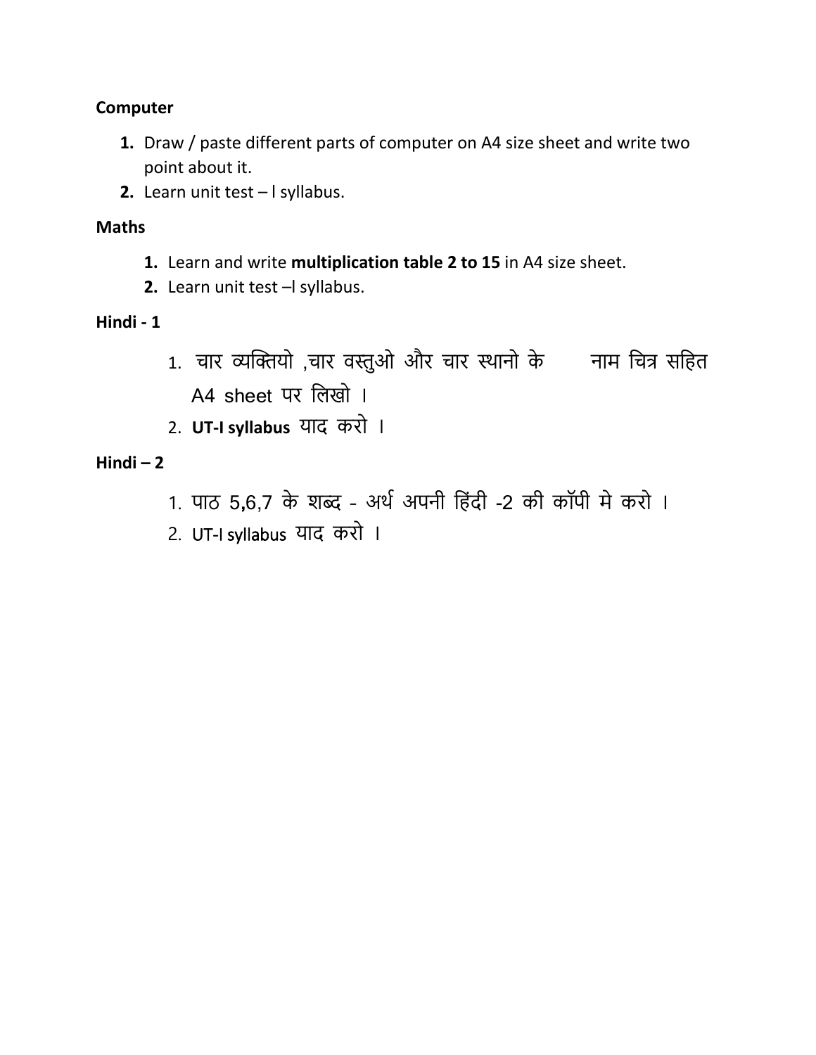**Computer**

1. Draw / paste different parts of computer on A4 size sheet and write two point about it.
2. Learn unit test – l syllabus.

**Maths**

1. Learn and write **multiplication table 2 to 15** in A4 size sheet.
2. Learn unit test –l syllabus.

**Hindi - 1**

1. चार व्यक्तियो ,चार वस्तुओ और चार स्थानो के नाम चित्र सहित A4 sheet पर लिखो ।
2. **UT-I syllabus** याद करो ।

**Hindi – 2**

1. पाठ 5,6,7 के शब्द - अर्थ अपनी हिंदी -2 की कॉपी मे करो ।
2. UT-I syllabus याद करो ।